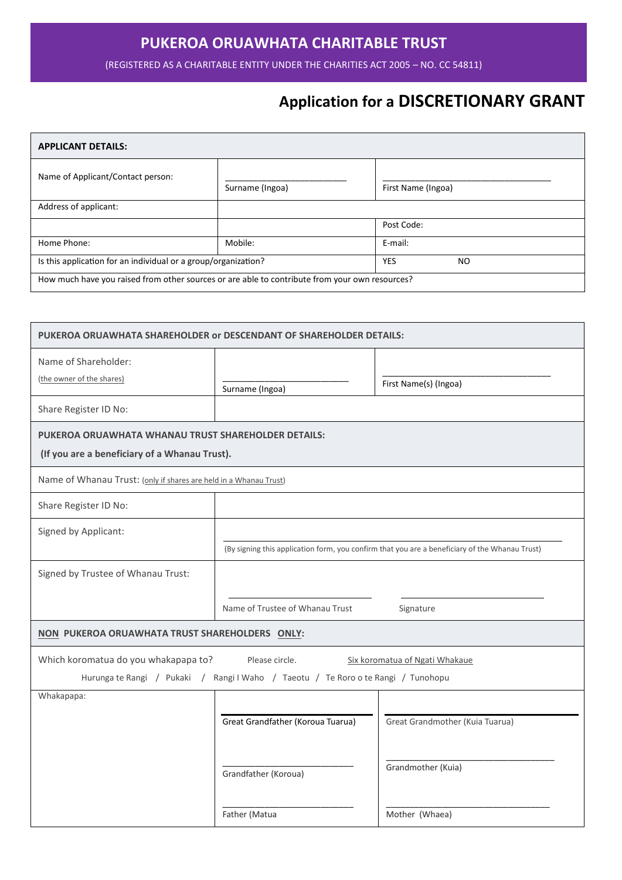# PUKEROA ORUAWHATA CHARITABLE TRUST

(REGISTERED AS A CHARITABLE ENTITY UNDER THE CHARITIES ACT 2005 – NO. CC 54811)

## Application for a DISCRETIONARY GRANT

| **APPLICANT DETAILS:** | | |
|---|---|---|
| Name of Applicant/Contact person: | ___________________________ Surname (Ingoa) | _____________________________________ First Name (Ingoa) |
| Address of applicant: | | |
| | | Post Code: |
| Home Phone: | Mobile: | E-mail: |
| Is this application for an individual or a group/organization? | | YES NO |
| How much have you raised from other sources or are able to contribute from your own resources? | | |

| **PUKEROA ORUAWHATA SHAREHOLDER or DESCENDANT OF SHAREHOLDER DETAILS:** | | |
|---|---|---|
| Name of Shareholder: (the owner of the shares) | ___________________________ Surname (Ingoa) | _____________________________________ First Name(s) (Ingoa) |
| Share Register ID No: | | |
| **PUKEROA ORUAWHATA WHANAU TRUST SHAREHOLDER DETAILS: (If you are a beneficiary of a Whanau Trust).** | | |
| Name of Whanau Trust: (only if shares are held in a Whanau Trust) | | |
| Share Register ID No: | | |
| Signed by Applicant: | ___________________________ (By signing this application form, you confirm that you are a beneficiary of the Whanau Trust) | |
| Signed by Trustee of Whanau Trust: | ___________________________ Name of Trustee of Whanau Trust | ___________________________ Signature |
| **NON PUKEROA ORUAWHATA TRUST SHAREHOLDERS ONLY:** | | |
| Which koromatua do you whakapapa to? Please circle. Six koromatua of Ngati Whakaue<br>Hurunga te Rangi / Pukaki / Rangi I Waho / Taeotu / Te Roro o te Rangi / Tunohopu | | |
| Whakapapa: | ___________________________ Great Grandfather (Koroua Tuarua) | ___________________________ Great Grandmother (Kuia Tuarua) |
| | ___________________________ Grandfather (Koroua) | ___________________________ Grandmother (Kuia) |
| | ___________________________ Father (Matua | ___________________________ Mother (Whaea) |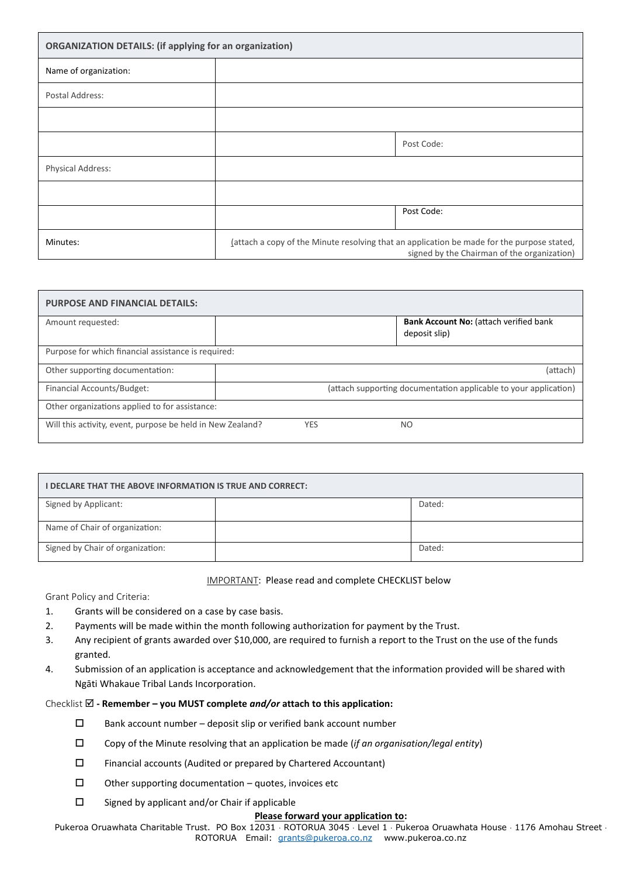| ORGANIZATION DETAILS: (if applying for an organization) | | |
|---|---|---|
| Name of organization: | | |
| Postal Address: | | |
| | | |
| | | Post Code: |
| Physical Address: | | |
| | | |
| | | Post Code: |
| Minutes: | (attach a copy of the Minute resolving that an application be made for the purpose stated, signed by the Chairman of the organization) | |

| PURPOSE AND FINANCIAL DETAILS: | | |
|---|---|---|
| Amount requested: | | **Bank Account No:** (attach verified bank deposit slip) |
| Purpose for which financial assistance is required: | | |
| Other supporting documentation: | (attach) | |
| Financial Accounts/Budget: | (attach supporting documentation applicable to your application) | |
| Other organizations applied to for assistance: | | |
| Will this activity, event, purpose be held in New Zealand? | YES | NO |

| I DECLARE THAT THE ABOVE INFORMATION IS TRUE AND CORRECT: | | |
|---|---|---|
| Signed by Applicant: | | Dated: |
| Name of Chair of organization: | | |
| Signed by Chair of organization: | | Dated: |

IMPORTANT: Please read and complete CHECKLIST below

Grant Policy and Criteria:

1. Grants will be considered on a case by case basis.
2. Payments will be made within the month following authorization for payment by the Trust.
3. Any recipient of grants awarded over $10,000, are required to furnish a report to the Trust on the use of the funds granted.
4. Submission of an application is acceptance and acknowledgement that the information provided will be shared with Ngāti Whakaue Tribal Lands Incorporation.

Checklist ☑ **- Remember – you MUST complete *and/or* attach to this application:**

- ☐ Bank account number – deposit slip or verified bank account number
- ☐ Copy of the Minute resolving that an application be made (*if an organisation/legal entity*)
- ☐ Financial accounts (Audited or prepared by Chartered Accountant)
- ☐ Other supporting documentation – quotes, invoices etc
- ☐ Signed by applicant and/or Chair if applicable

**Please forward your application to:**

Pukeroa Oruawhata Charitable Trust. PO Box 12031 · ROTORUA 3045 · Level 1 · Pukeroa Oruawhata House · 1176 Amohau Street · ROTORUA Email: grants@pukeroa.co.nz www.pukeroa.co.nz